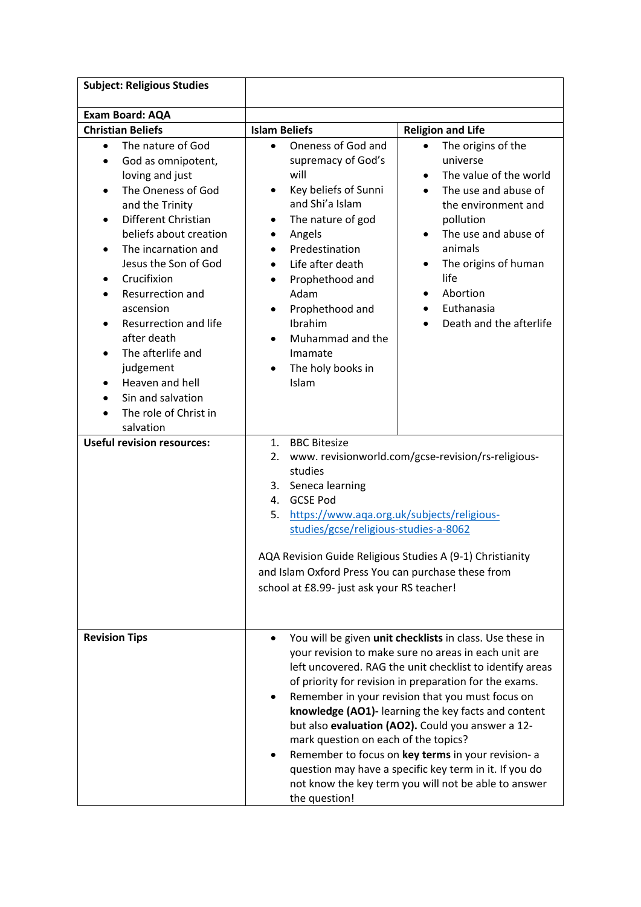| Subject: Religious Studies | | |
|---|---|---|
| **Exam Board: AQA** | | |
| **Christian Beliefs** | **Islam Beliefs** | **Religion and Life** |
| • The nature of God<br>• God as omnipotent, loving and just<br>• The Oneness of God and the Trinity<br>• Different Christian beliefs about creation<br>• The incarnation and Jesus the Son of God<br>• Crucifixion<br>• Resurrection and ascension<br>• Resurrection and life after death<br>• The afterlife and judgement<br>• Heaven and hell<br>• Sin and salvation<br>• The role of Christ in salvation | • Oneness of God and supremacy of God's will<br>• Key beliefs of Sunni and Shi'a Islam<br>• The nature of god<br>• Angels<br>• Predestination<br>• Life after death<br>• Prophethood and Adam<br>• Prophethood and Ibrahim<br>• Muhammad and the Imamate<br>• The holy books in Islam | • The origins of the universe<br>• The value of the world<br>• The use and abuse of the environment and pollution<br>• The use and abuse of animals<br>• The origins of human life<br>• Abortion<br>• Euthanasia<br>• Death and the afterlife |
| **Useful revision resources:** | 1. BBC Bitesize<br>2. www. revisionworld.com/gcse-revision/rs-religious-studies<br>3. Seneca learning<br>4. GCSE Pod<br>5. [https://www.aqa.org.uk/subjects/religious-studies/gcse/religious-studies-a-8062](https://www.aqa.org.uk/subjects/religious-studies/gcse/religious-studies-a-8062)<br><br>AQA Revision Guide Religious Studies A (9-1) Christianity and Islam Oxford Press You can purchase these from school at £8.99- just ask your RS teacher! | |
| **Revision Tips** | • You will be given **unit checklists** in class. Use these in your revision to make sure no areas in each unit are left uncovered. RAG the unit checklist to identify areas of priority for revision in preparation for the exams.<br>• Remember in your revision that you must focus on **knowledge (AO1)-** learning the key facts and content but also **evaluation (AO2).** Could you answer a 12-mark question on each of the topics?<br>• Remember to focus on **key terms** in your revision- a question may have a specific key term in it. If you do not know the key term you will not be able to answer the question! | |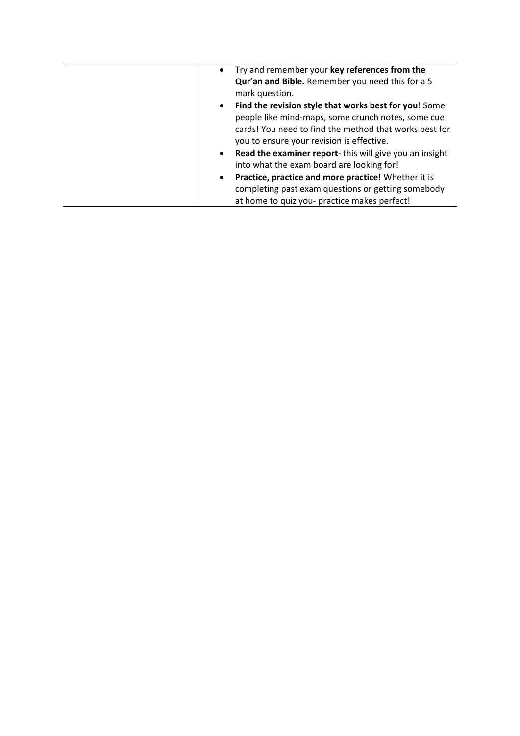| | |
|---|---|
| | • Try and remember your **key references from the Qur'an and Bible.** Remember you need this for a 5 mark question.<br>• **Find the revision style that works best for you**! Some people like mind-maps, some crunch notes, some cue cards! You need to find the method that works best for you to ensure your revision is effective.<br>• **Read the examiner report**- this will give you an insight into what the exam board are looking for!<br>• **Practice, practice and more practice!** Whether it is completing past exam questions or getting somebody at home to quiz you- practice makes perfect! |